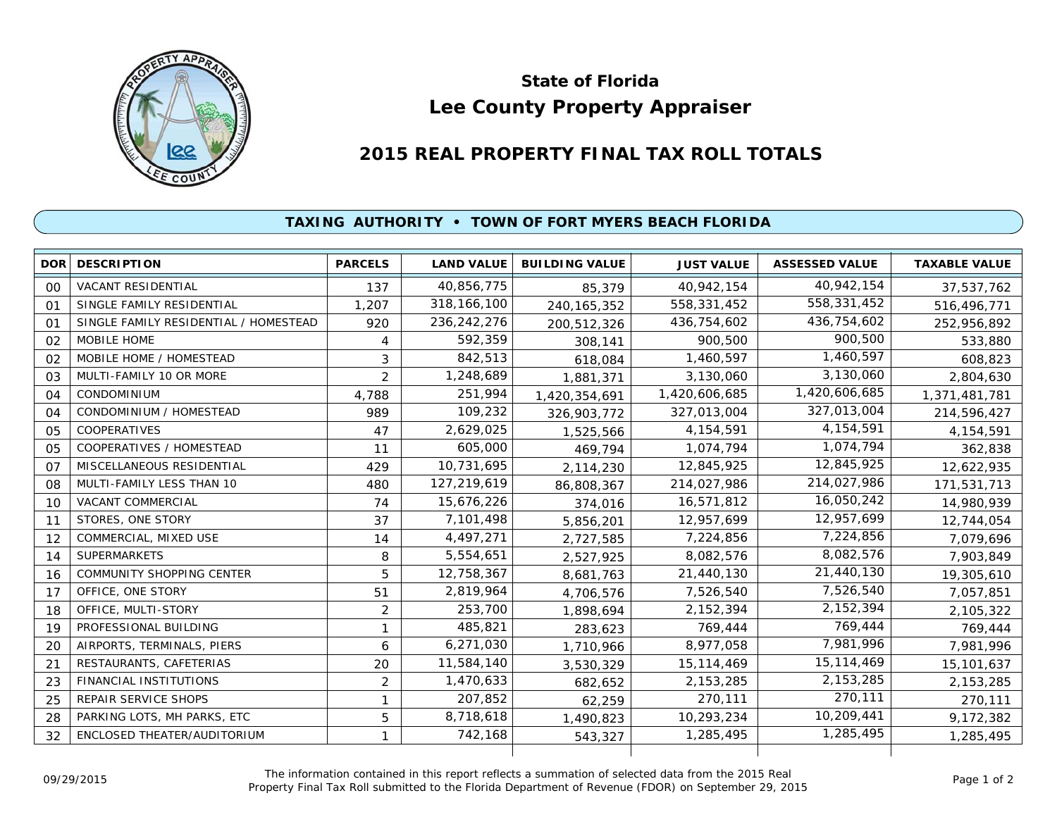# State of Florida

# Lee County Property Appraiser

## 2015 REAL PROPERTY FINAL TAX ROLL TOTALS

### TAXING AUTHORITY • TOWN OF FORT MYERS BEACH FLORIDA

| DOR | DESCRIPTION | PARCELS | LAND VALUE | BUILDING VALUE | JUST VALUE | ASSESSED VALUE | TAXABLE VALUE |
|---|---|---|---|---|---|---|---|
| 00 | VACANT RESIDENTIAL | 137 | 40,856,775 | 85,379 | 40,942,154 | 40,942,154 | 37,537,762 |
| 01 | SINGLE FAMILY RESIDENTIAL | 1,207 | 318,166,100 | 240,165,352 | 558,331,452 | 558,331,452 | 516,496,771 |
| 01 | SINGLE FAMILY RESIDENTIAL / HOMESTEAD | 920 | 236,242,276 | 200,512,326 | 436,754,602 | 436,754,602 | 252,956,892 |
| 02 | MOBILE HOME | 4 | 592,359 | 308,141 | 900,500 | 900,500 | 533,880 |
| 02 | MOBILE HOME / HOMESTEAD | 3 | 842,513 | 618,084 | 1,460,597 | 1,460,597 | 608,823 |
| 03 | MULTI-FAMILY 10 OR MORE | 2 | 1,248,689 | 1,881,371 | 3,130,060 | 3,130,060 | 2,804,630 |
| 04 | CONDOMINIUM | 4,788 | 251,994 | 1,420,354,691 | 1,420,606,685 | 1,420,606,685 | 1,371,481,781 |
| 04 | CONDOMINIUM / HOMESTEAD | 989 | 109,232 | 326,903,772 | 327,013,004 | 327,013,004 | 214,596,427 |
| 05 | COOPERATIVES | 47 | 2,629,025 | 1,525,566 | 4,154,591 | 4,154,591 | 4,154,591 |
| 05 | COOPERATIVES / HOMESTEAD | 11 | 605,000 | 469,794 | 1,074,794 | 1,074,794 | 362,838 |
| 07 | MISCELLANEOUS RESIDENTIAL | 429 | 10,731,695 | 2,114,230 | 12,845,925 | 12,845,925 | 12,622,935 |
| 08 | MULTI-FAMILY LESS THAN 10 | 480 | 127,219,619 | 86,808,367 | 214,027,986 | 214,027,986 | 171,531,713 |
| 10 | VACANT COMMERCIAL | 74 | 15,676,226 | 374,016 | 16,571,812 | 16,050,242 | 14,980,939 |
| 11 | STORES, ONE STORY | 37 | 7,101,498 | 5,856,201 | 12,957,699 | 12,957,699 | 12,744,054 |
| 12 | COMMERCIAL, MIXED USE | 14 | 4,497,271 | 2,727,585 | 7,224,856 | 7,224,856 | 7,079,696 |
| 14 | SUPERMARKETS | 8 | 5,554,651 | 2,527,925 | 8,082,576 | 8,082,576 | 7,903,849 |
| 16 | COMMUNITY SHOPPING CENTER | 5 | 12,758,367 | 8,681,763 | 21,440,130 | 21,440,130 | 19,305,610 |
| 17 | OFFICE, ONE STORY | 51 | 2,819,964 | 4,706,576 | 7,526,540 | 7,526,540 | 7,057,851 |
| 18 | OFFICE, MULTI-STORY | 2 | 253,700 | 1,898,694 | 2,152,394 | 2,152,394 | 2,105,322 |
| 19 | PROFESSIONAL BUILDING | 1 | 485,821 | 283,623 | 769,444 | 769,444 | 769,444 |
| 20 | AIRPORTS, TERMINALS, PIERS | 6 | 6,271,030 | 1,710,966 | 8,977,058 | 7,981,996 | 7,981,996 |
| 21 | RESTAURANTS, CAFETERIAS | 20 | 11,584,140 | 3,530,329 | 15,114,469 | 15,114,469 | 15,101,637 |
| 23 | FINANCIAL INSTITUTIONS | 2 | 1,470,633 | 682,652 | 2,153,285 | 2,153,285 | 2,153,285 |
| 25 | REPAIR SERVICE SHOPS | 1 | 207,852 | 62,259 | 270,111 | 270,111 | 270,111 |
| 28 | PARKING LOTS, MH PARKS, ETC | 5 | 8,718,618 | 1,490,823 | 10,293,234 | 10,209,441 | 9,172,382 |
| 32 | ENCLOSED THEATER/AUDITORIUM | 1 | 742,168 | 543,327 | 1,285,495 | 1,285,495 | 1,285,495 |

09/29/2015

The information contained in this report reflects a summation of selected data from the 2015 Real Property Final Tax Roll submitted to the Florida Department of Revenue (FDOR) on September 29, 2015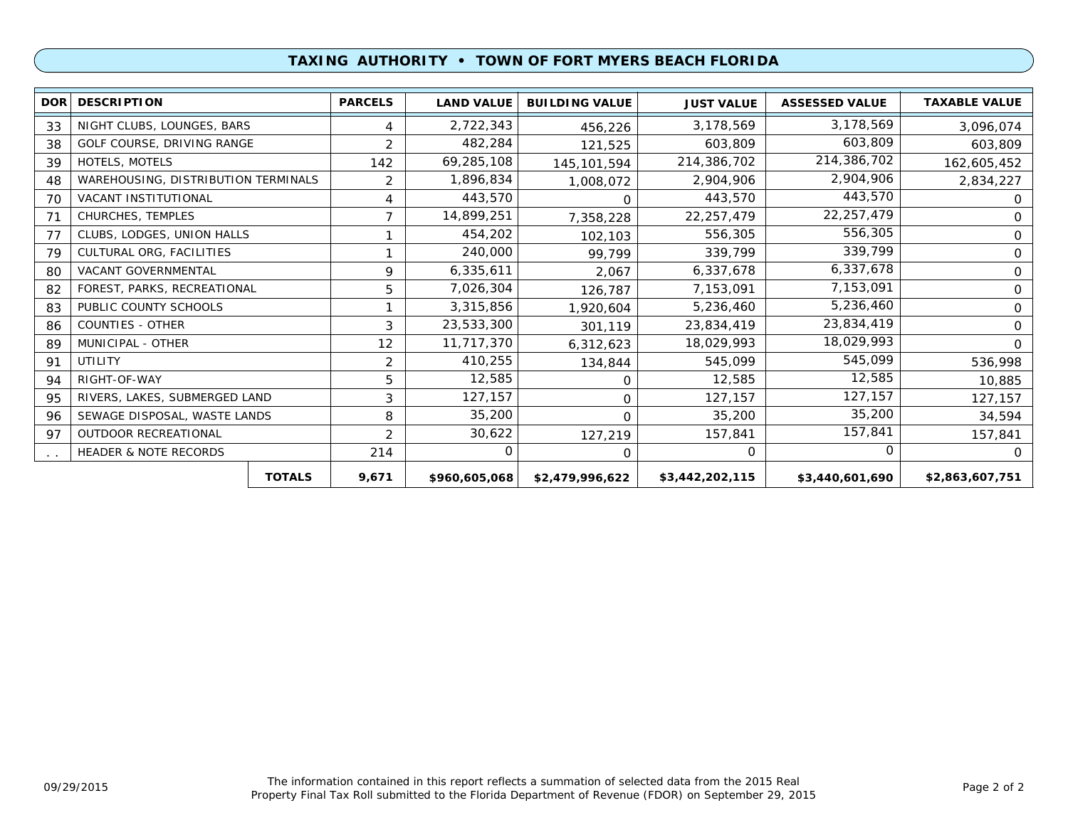## TAXING AUTHORITY • TOWN OF FORT MYERS BEACH FLORIDA

| DOR | DESCRIPTION | PARCELS | LAND VALUE | BUILDING VALUE | JUST VALUE | ASSESSED VALUE | TAXABLE VALUE |
|---|---|---|---|---|---|---|---|
| 33 | NIGHT CLUBS, LOUNGES, BARS | 4 | 2,722,343 | 456,226 | 3,178,569 | 3,178,569 | 3,096,074 |
| 38 | GOLF COURSE, DRIVING RANGE | 2 | 482,284 | 121,525 | 603,809 | 603,809 | 603,809 |
| 39 | HOTELS, MOTELS | 142 | 69,285,108 | 145,101,594 | 214,386,702 | 214,386,702 | 162,605,452 |
| 48 | WAREHOUSING, DISTRIBUTION TERMINALS | 2 | 1,896,834 | 1,008,072 | 2,904,906 | 2,904,906 | 2,834,227 |
| 70 | VACANT INSTITUTIONAL | 4 | 443,570 | 0 | 443,570 | 443,570 | 0 |
| 71 | CHURCHES, TEMPLES | 7 | 14,899,251 | 7,358,228 | 22,257,479 | 22,257,479 | 0 |
| 77 | CLUBS, LODGES, UNION HALLS | 1 | 454,202 | 102,103 | 556,305 | 556,305 | 0 |
| 79 | CULTURAL ORG, FACILITIES | 1 | 240,000 | 99,799 | 339,799 | 339,799 | 0 |
| 80 | VACANT GOVERNMENTAL | 9 | 6,335,611 | 2,067 | 6,337,678 | 6,337,678 | 0 |
| 82 | FOREST, PARKS, RECREATIONAL | 5 | 7,026,304 | 126,787 | 7,153,091 | 7,153,091 | 0 |
| 83 | PUBLIC COUNTY SCHOOLS | 1 | 3,315,856 | 1,920,604 | 5,236,460 | 5,236,460 | 0 |
| 86 | COUNTIES - OTHER | 3 | 23,533,300 | 301,119 | 23,834,419 | 23,834,419 | 0 |
| 89 | MUNICIPAL - OTHER | 12 | 11,717,370 | 6,312,623 | 18,029,993 | 18,029,993 | 0 |
| 91 | UTILITY | 2 | 410,255 | 134,844 | 545,099 | 545,099 | 536,998 |
| 94 | RIGHT-OF-WAY | 5 | 12,585 | 0 | 12,585 | 12,585 | 10,885 |
| 95 | RIVERS, LAKES, SUBMERGED LAND | 3 | 127,157 | 0 | 127,157 | 127,157 | 127,157 |
| 96 | SEWAGE DISPOSAL, WASTE LANDS | 8 | 35,200 | 0 | 35,200 | 35,200 | 34,594 |
| 97 | OUTDOOR RECREATIONAL | 2 | 30,622 | 127,219 | 157,841 | 157,841 | 157,841 |
| . . | HEADER & NOTE RECORDS | 214 | 0 | 0 | 0 | 0 | 0 |
| | **TOTALS** | **9,671** | **$960,605,068** | **$2,479,996,622** | **$3,442,202,115** | **$3,440,601,690** | **$2,863,607,751** |

09/29/2015

The information contained in this report reflects a summation of selected data from the 2015 Real Property Final Tax Roll submitted to the Florida Department of Revenue (FDOR) on September 29, 2015